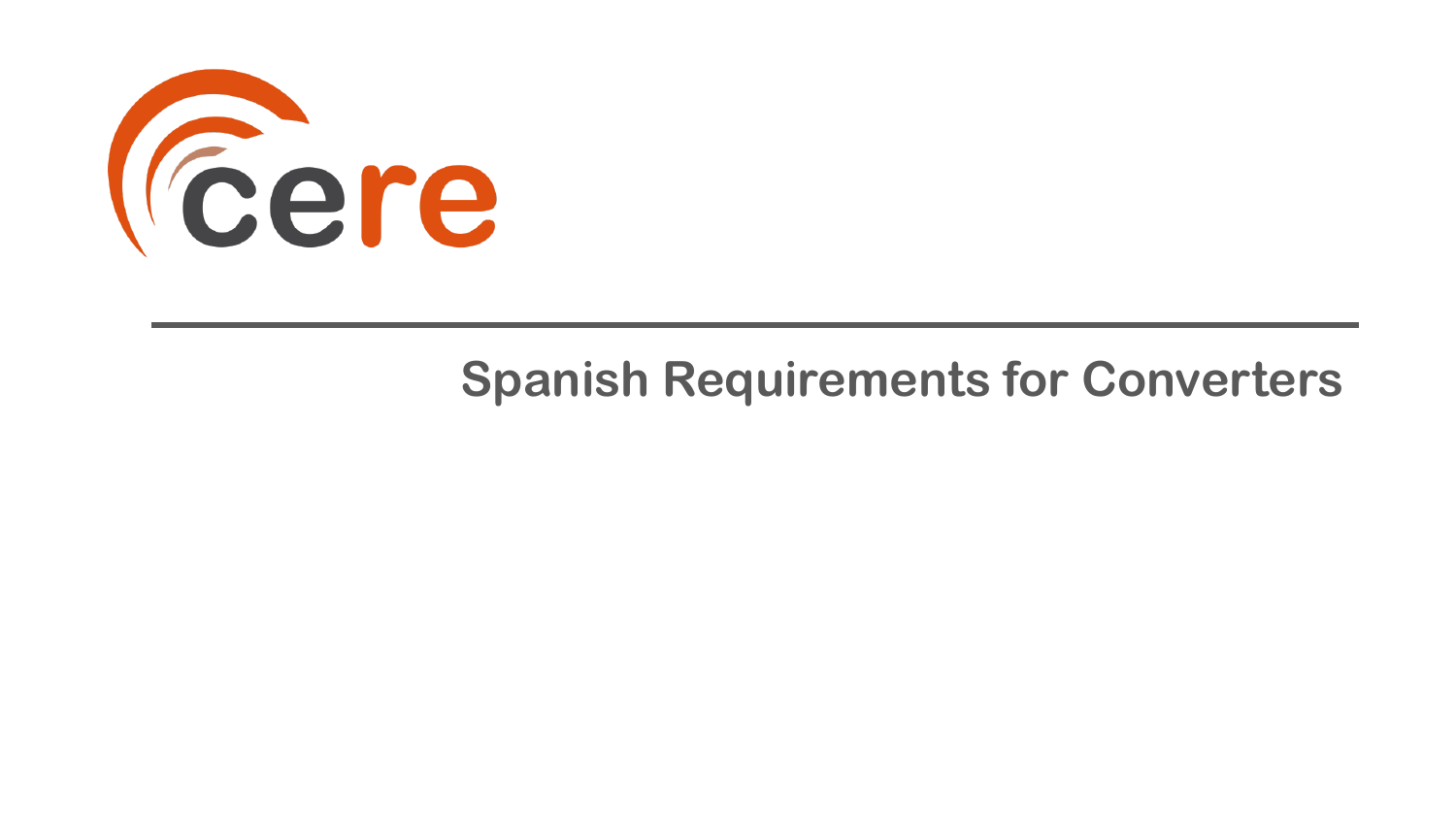cere

# Spanish Requirements for Converters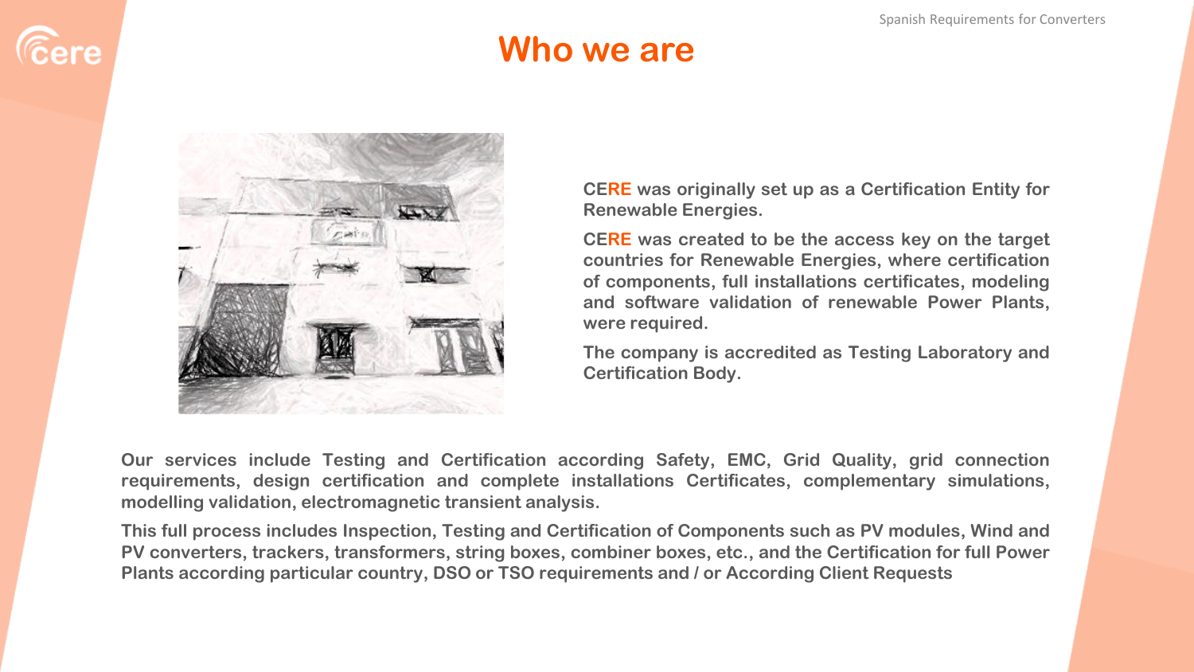# Who we are

**CERE was originally set up as a Certification Entity for Renewable Energies.**

**CERE was created to be the access key on the target countries for Renewable Energies, where certification of components, full installations certificates, modeling and software validation of renewable Power Plants, were required.**

**The company is accredited as Testing Laboratory and Certification Body.**

**Our services include Testing and Certification according Safety, EMC, Grid Quality, grid connection requirements, design certification and complete installations Certificates, complementary simulations, modelling validation, electromagnetic transient analysis.**

**This full process includes Inspection, Testing and Certification of Components such as PV modules, Wind and PV converters, trackers, transformers, string boxes, combiner boxes, etc., and the Certification for full Power Plants according particular country, DSO or TSO requirements and / or According Client Requests**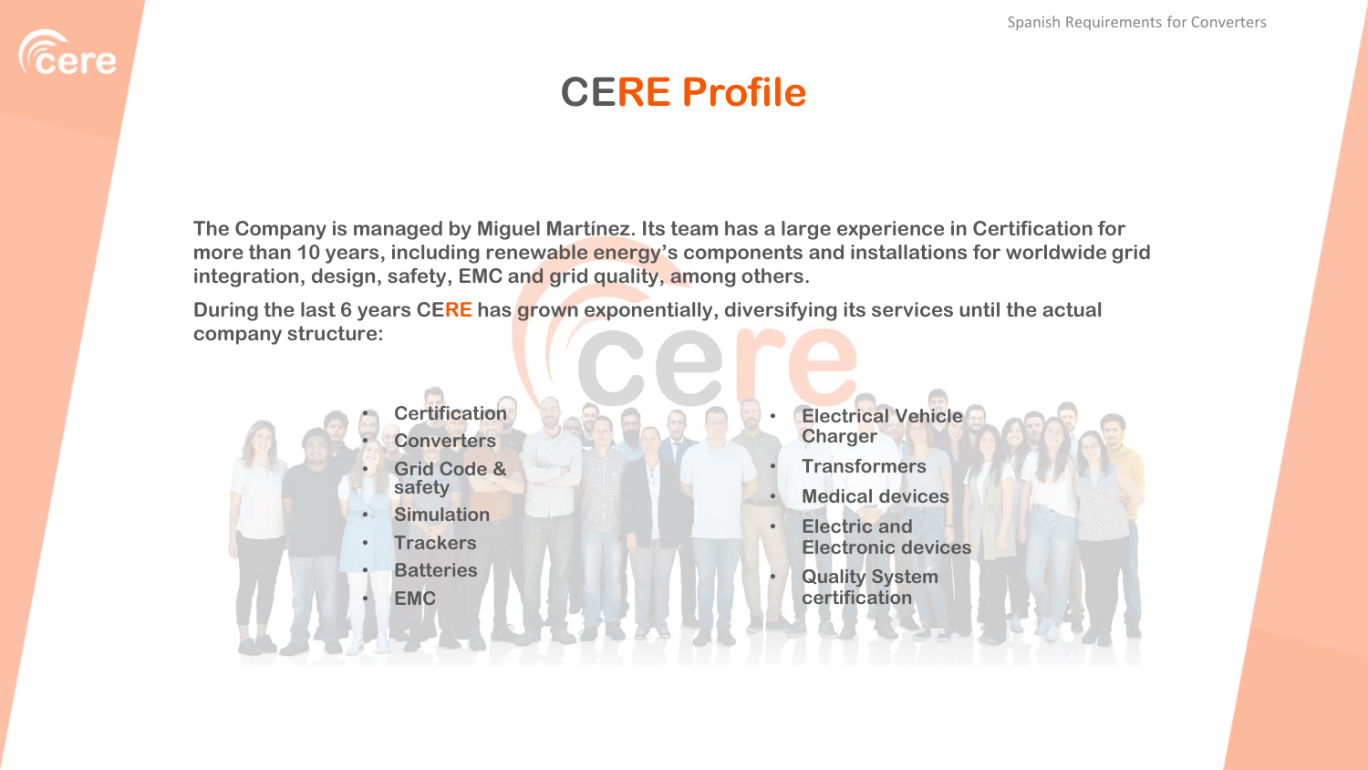# CERE Profile

**The Company is managed by Miguel Martínez. Its team has a large experience in Certification for more than 10 years, including renewable energy's components and installations for worldwide grid integration, design, safety, EMC and grid quality, among others.**

**During the last 6 years CERE has grown exponentially, diversifying its services until the actual company structure:**

- Certification
- Converters
- Grid Code & safety
- Simulation
- Trackers
- Batteries
- EMC
- Electrical Vehicle Charger
- Transformers
- Medical devices
- Electric and Electronic devices
- Quality System certification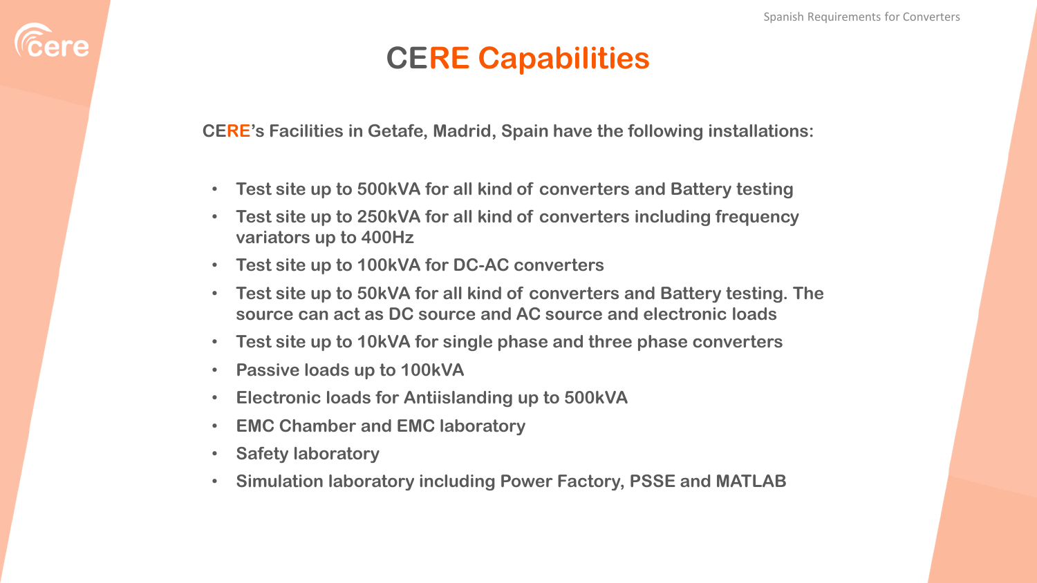# CERE Capabilities

**CERE's Facilities in Getafe, Madrid, Spain have the following installations:**

- **Test site up to 500kVA for all kind of converters and Battery testing**
- **Test site up to 250kVA for all kind of converters including frequency variators up to 400Hz**
- **Test site up to 100kVA for DC-AC converters**
- **Test site up to 50kVA for all kind of converters and Battery testing. The source can act as DC source and AC source and electronic loads**
- **Test site up to 10kVA for single phase and three phase converters**
- **Passive loads up to 100kVA**
- **Electronic loads for Antiislanding up to 500kVA**
- **EMC Chamber and EMC laboratory**
- **Safety laboratory**
- **Simulation laboratory including Power Factory, PSSE and MATLAB**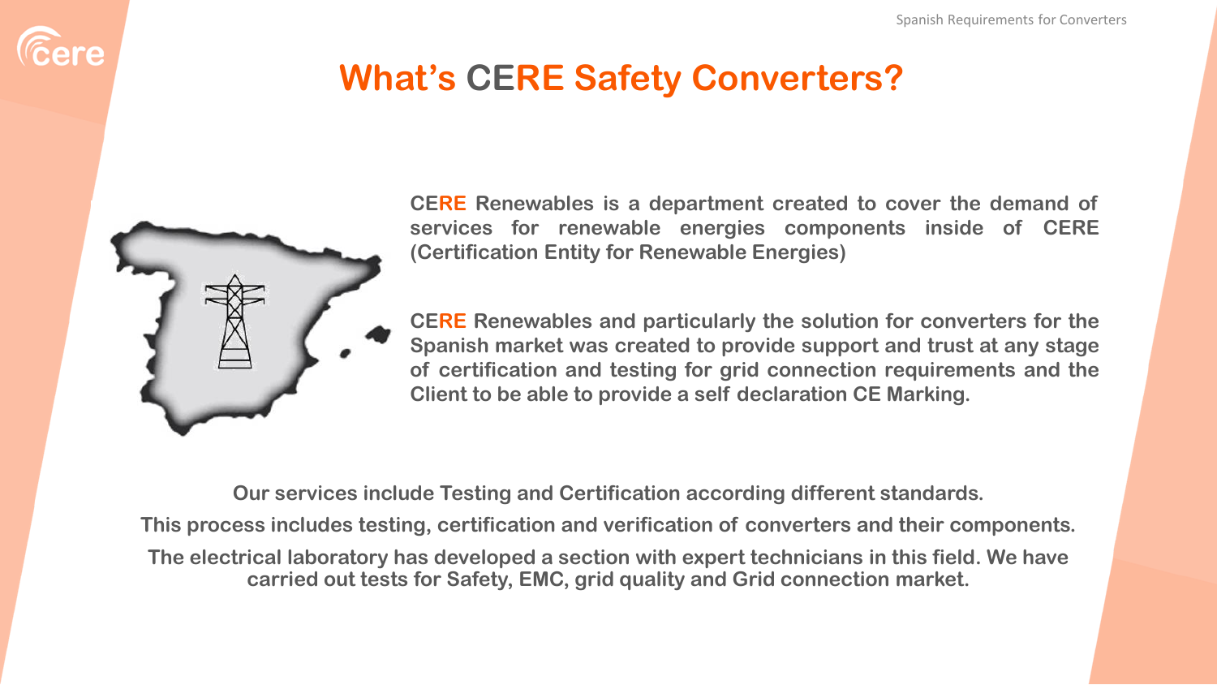# What's CERE Safety Converters?

CERE Renewables is a department created to cover the demand of services for renewable energies components inside of CERE (Certification Entity for Renewable Energies)

CERE Renewables and particularly the solution for converters for the Spanish market was created to provide support and trust at any stage of certification and testing for grid connection requirements and the Client to be able to provide a self declaration CE Marking.

Our services include Testing and Certification according different standards.

This process includes testing, certification and verification of converters and their components.

The electrical laboratory has developed a section with expert technicians in this field. We have carried out tests for Safety, EMC, grid quality and Grid connection market.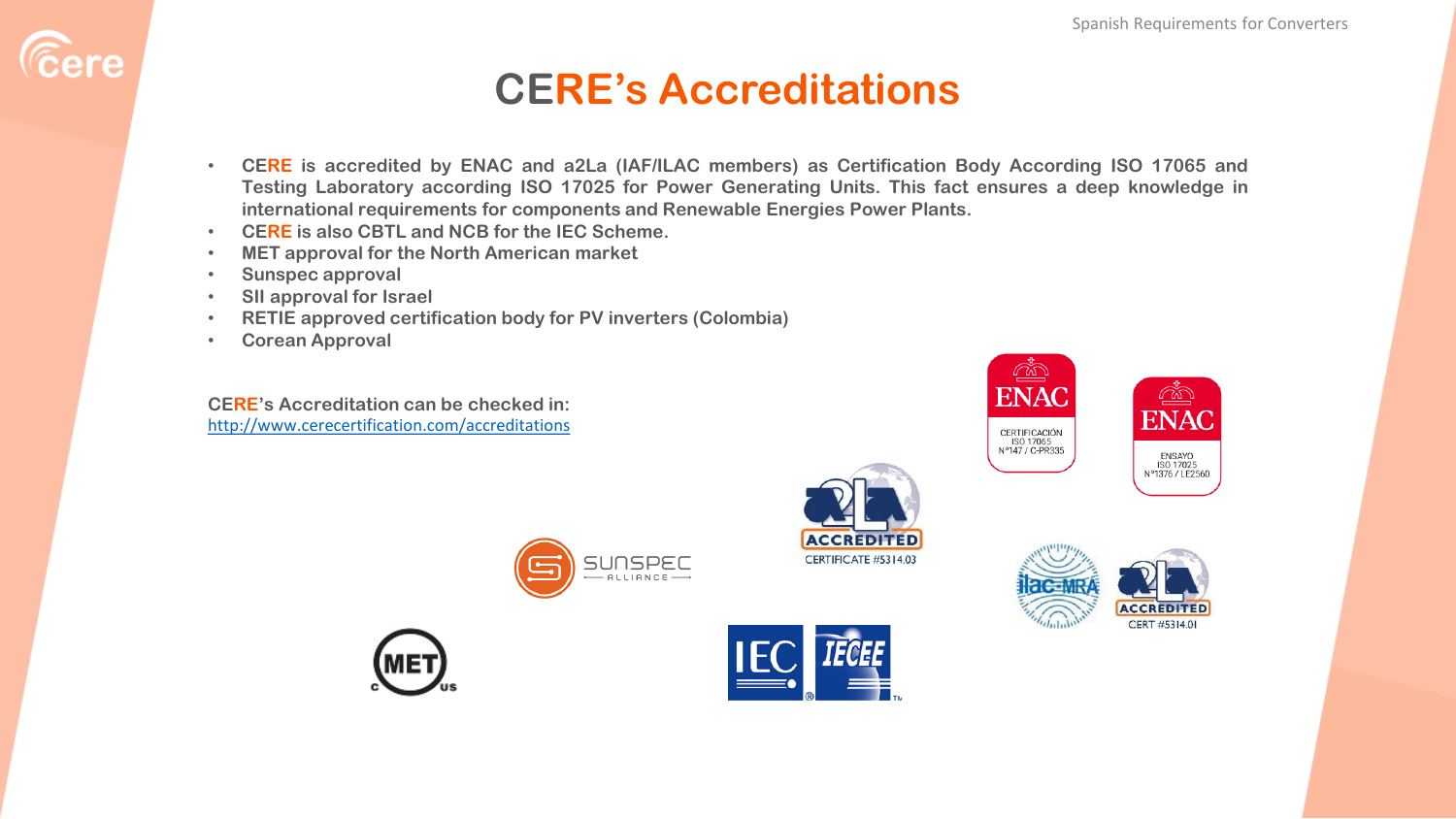# CERE's Accreditations

- CERE is accredited by ENAC and a2La (IAF/ILAC members) as Certification Body According ISO 17065 and Testing Laboratory according ISO 17025 for Power Generating Units. This fact ensures a deep knowledge in international requirements for components and Renewable Energies Power Plants.
- CERE is also CBTL and NCB for the IEC Scheme.
- MET approval for the North American market
- Sunspec approval
- SII approval for Israel
- RETIE approved certification body for PV inverters (Colombia)
- Corean Approval

CERE's Accreditation can be checked in:
http://www.cerecertification.com/accreditations

ENAC
CERTIFICACIÓN
ISO 17065
Nº147 / C-PR335

ENAC
ENSAYO
ISO 17025
Nº1376 / LE2560

ACCREDITED
CERTIFICATE #5314.03

SUNSPEC ALLIANCE

ilac-MRA

ACCREDITED
CERT #5314.01

MET c us

IEC IECEE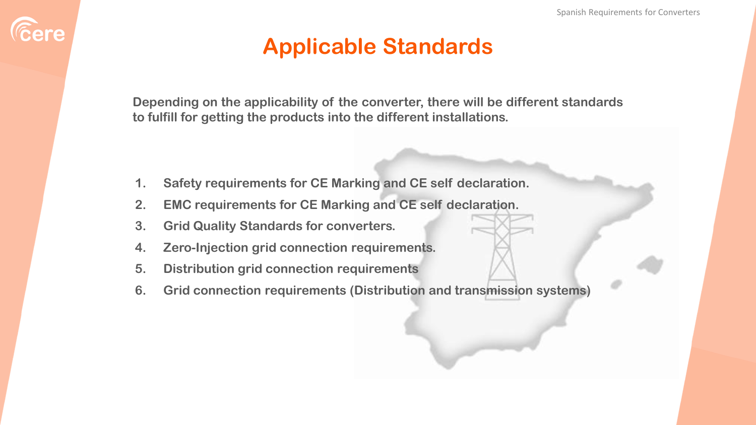# Applicable Standards

**Depending on the applicability of the converter, there will be different standards to fulfill for getting the products into the different installations.**

1. **Safety requirements for CE Marking and CE self declaration.**
2. **EMC requirements for CE Marking and CE self declaration.**
3. **Grid Quality Standards for converters.**
4. **Zero-Injection grid connection requirements.**
5. **Distribution grid connection requirements**
6. **Grid connection requirements (Distribution and transmission systems)**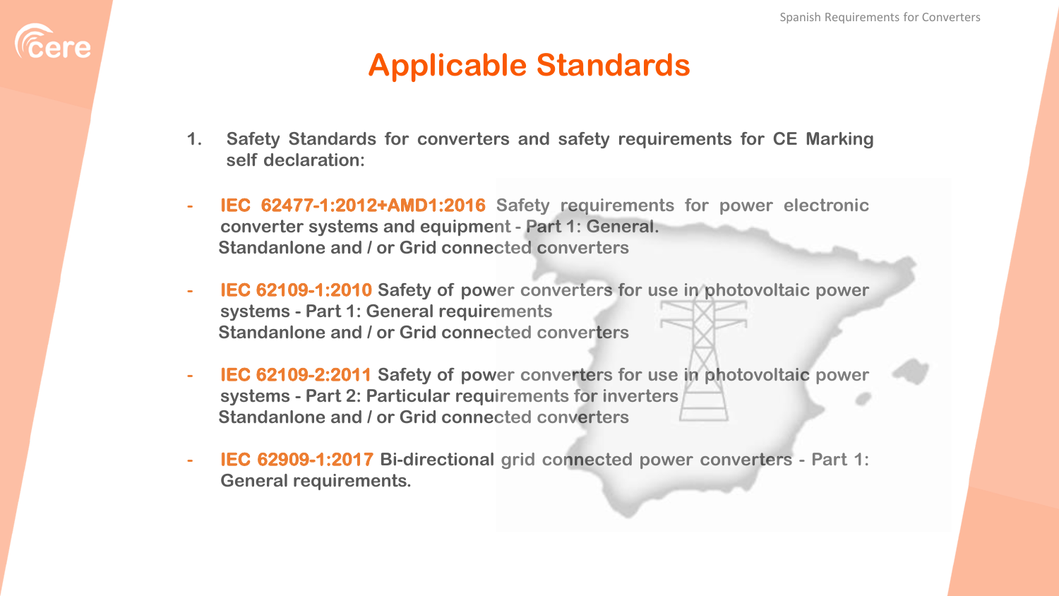# Applicable Standards

1. **Safety Standards for converters and safety requirements for CE Marking self declaration:**

- **IEC 62477-1:2012+AMD1:2016** Safety requirements for power electronic converter systems and equipment - Part 1: General.
  Standanlone and / or Grid connected converters

- **IEC 62109-1:2010** Safety of power converters for use in photovoltaic power systems - Part 1: General requirements
  Standanlone and / or Grid connected converters

- **IEC 62109-2:2011** Safety of power converters for use in photovoltaic power systems - Part 2: Particular requirements for inverters
  Standanlone and / or Grid connected converters

- **IEC 62909-1:2017** Bi-directional grid connected power converters - Part 1: General requirements.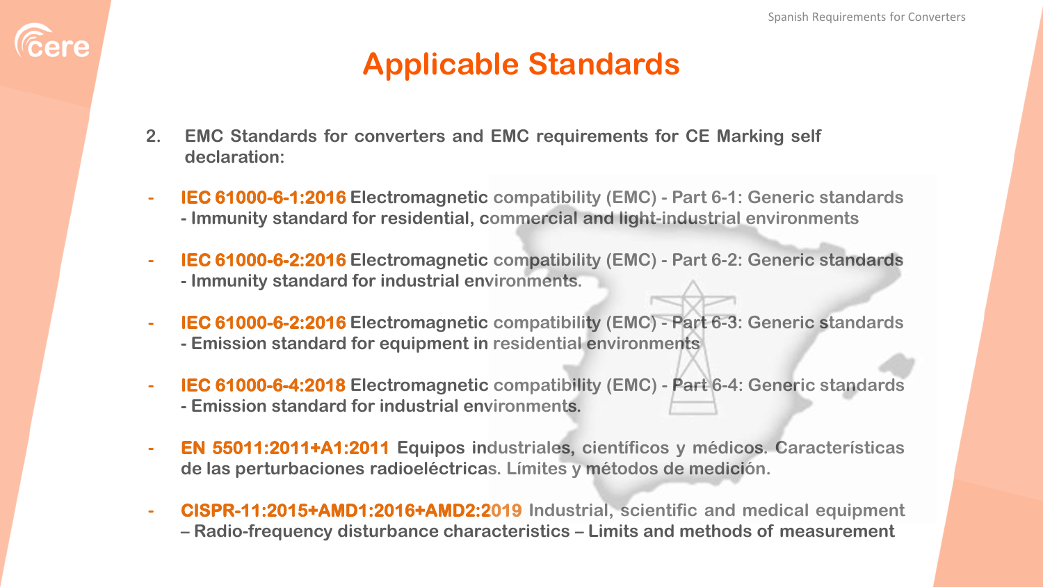# Applicable Standards

2. **EMC Standards for converters and EMC requirements for CE Marking self declaration:**

- **IEC 61000-6-1:2016** Electromagnetic compatibility (EMC) - Part 6-1: Generic standards - Immunity standard for residential, commercial and light-industrial environments

- **IEC 61000-6-2:2016** Electromagnetic compatibility (EMC) - Part 6-2: Generic standards - Immunity standard for industrial environments.

- **IEC 61000-6-2:2016** Electromagnetic compatibility (EMC) - Part 6-3: Generic standards - Emission standard for equipment in residential environments

- **IEC 61000-6-4:2018** Electromagnetic compatibility (EMC) - Part 6-4: Generic standards - Emission standard for industrial environments.

- **EN 55011:2011+A1:2011** Equipos industriales, científicos y médicos. Características de las perturbaciones radioeléctricas. Límites y métodos de medición.

- **CISPR-11:2015+AMD1:2016+AMD2:2019** Industrial, scientific and medical equipment – Radio-frequency disturbance characteristics – Limits and methods of measurement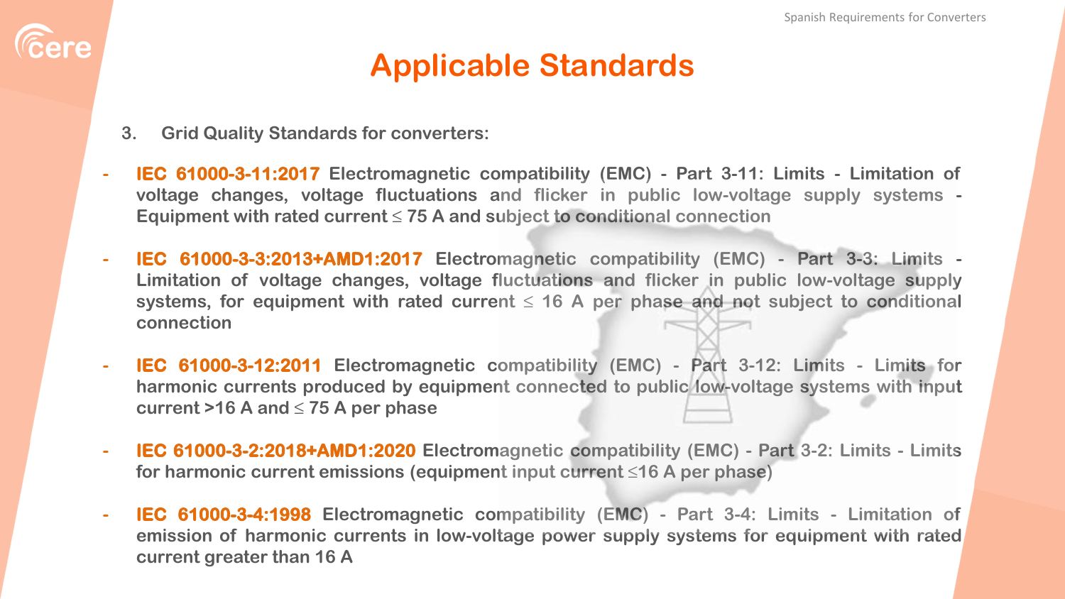# Applicable Standards

3. **Grid Quality Standards for converters:**

- **IEC 61000-3-11:2017** Electromagnetic compatibility (EMC) - Part 3-11: Limits - Limitation of voltage changes, voltage fluctuations and flicker in public low-voltage supply systems - Equipment with rated current ≤ 75 A and subject to conditional connection
- **IEC 61000-3-3:2013+AMD1:2017** Electromagnetic compatibility (EMC) - Part 3-3: Limits - Limitation of voltage changes, voltage fluctuations and flicker in public low-voltage supply systems, for equipment with rated current ≤ 16 A per phase and not subject to conditional connection
- **IEC 61000-3-12:2011** Electromagnetic compatibility (EMC) - Part 3-12: Limits - Limits for harmonic currents produced by equipment connected to public low-voltage systems with input current >16 A and ≤ 75 A per phase
- **IEC 61000-3-2:2018+AMD1:2020** Electromagnetic compatibility (EMC) - Part 3-2: Limits - Limits for harmonic current emissions (equipment input current ≤16 A per phase)
- **IEC 61000-3-4:1998** Electromagnetic compatibility (EMC) - Part 3-4: Limits - Limitation of emission of harmonic currents in low-voltage power supply systems for equipment with rated current greater than 16 A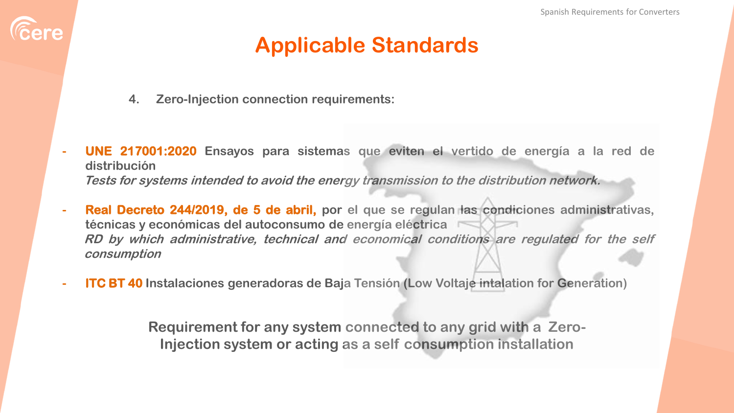# Applicable Standards

4. Zero-Injection connection requirements:

- **UNE 217001:2020** Ensayos para sistemas que eviten el vertido de energía a la red de distribución
  *Tests for systems intended to avoid the energy transmission to the distribution network.*

- **Real Decreto 244/2019, de 5 de abril,** por el que se regulan las condiciones administrativas, técnicas y económicas del autoconsumo de energía eléctrica
  *RD by which administrative, technical and economical conditions are regulated for the self consumption*

- **ITC BT 40** Instalaciones generadoras de Baja Tensión (Low Voltaje intalation for Generation)

**Requirement for any system connected to any grid with a Zero-Injection system or acting as a self consumption installation**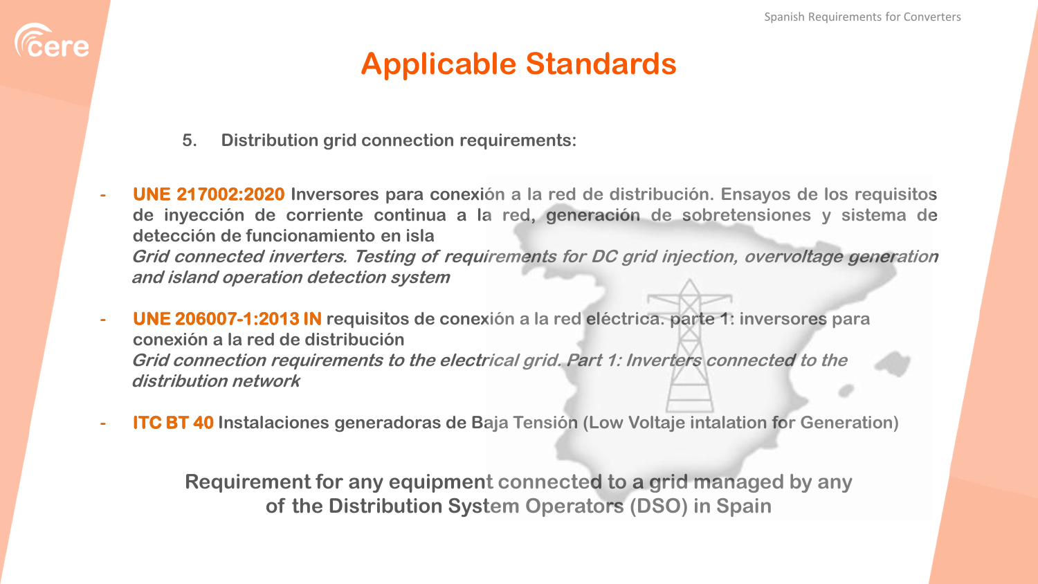# Applicable Standards

5. **Distribution grid connection requirements:**

- **UNE 217002:2020** **Inversores para conexión a la red de distribución. Ensayos de los requisitos de inyección de corriente continua a la red, generación de sobretensiones y sistema de detección de funcionamiento en isla**
  ***Grid connected inverters. Testing of requirements for DC grid injection, overvoltage generation and island operation detection system***

- **UNE 206007-1:2013 IN** **requisitos de conexión a la red eléctrica. parte 1: inversores para conexión a la red de distribución**
  ***Grid connection requirements to the electrical grid. Part 1: Inverters connected to the distribution network***

- **ITC BT 40** **Instalaciones generadoras de Baja Tensión (Low Voltaje intalation for Generation)**

**Requirement for any equipment connected to a grid managed by any of the Distribution System Operators (DSO) in Spain**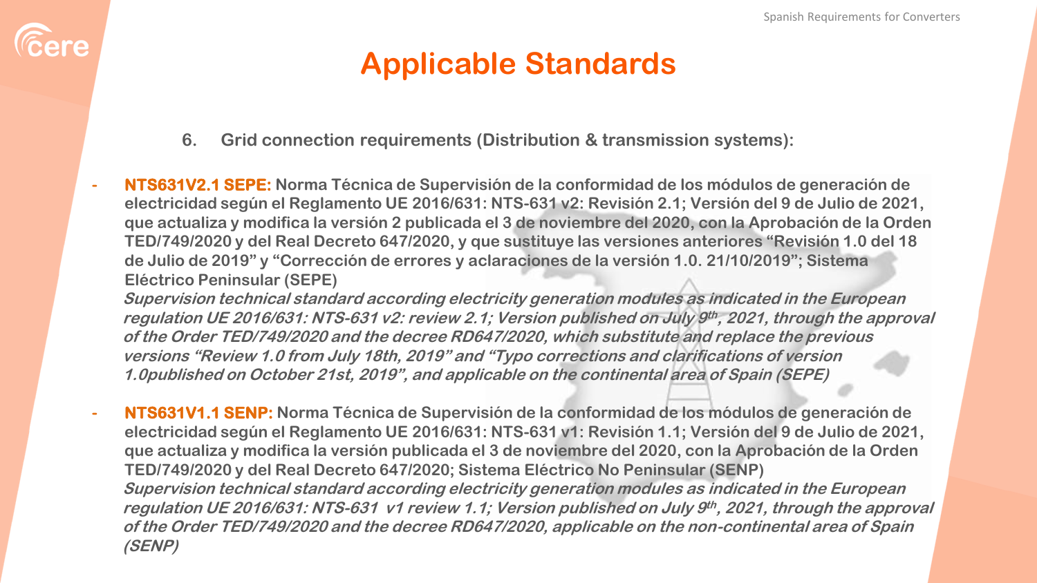# Applicable Standards

6. **Grid connection requirements (Distribution & transmission systems):**

- **NTS631V2.1 SEPE: Norma Técnica de Supervisión de la conformidad de los módulos de generación de electricidad según el Reglamento UE 2016/631: NTS-631 v2: Revisión 2.1; Versión del 9 de Julio de 2021, que actualiza y modifica la versión 2 publicada el 3 de noviembre del 2020, con la Aprobación de la Orden TED/749/2020 y del Real Decreto 647/2020, y que sustituye las versiones anteriores "Revisión 1.0 del 18 de Julio de 2019" y "Corrección de errores y aclaraciones de la versión 1.0. 21/10/2019"; Sistema Eléctrico Peninsular (SEPE)**
  ***Supervision technical standard according electricity generation modules as indicated in the European regulation UE 2016/631: NTS-631 v2: review 2.1; Version published on July 9th, 2021, through the approval of the Order TED/749/2020 and the decree RD647/2020, which substitute and replace the previous versions "Review 1.0 from July 18th, 2019" and "Typo corrections and clarifications of version 1.0published on October 21st, 2019", and applicable on the continental area of Spain (SEPE)***

- **NTS631V1.1 SENP: Norma Técnica de Supervisión de la conformidad de los módulos de generación de electricidad según el Reglamento UE 2016/631: NTS-631 v1: Revisión 1.1; Versión del 9 de Julio de 2021, que actualiza y modifica la versión publicada el 3 de noviembre del 2020, con la Aprobación de la Orden TED/749/2020 y del Real Decreto 647/2020; Sistema Eléctrico No Peninsular (SENP)**
  ***Supervision technical standard according electricity generation modules as indicated in the European regulation UE 2016/631: NTS-631 v1 review 1.1; Version published on July 9th, 2021, through the approval of the Order TED/749/2020 and the decree RD647/2020, applicable on the non-continental area of Spain (SENP)***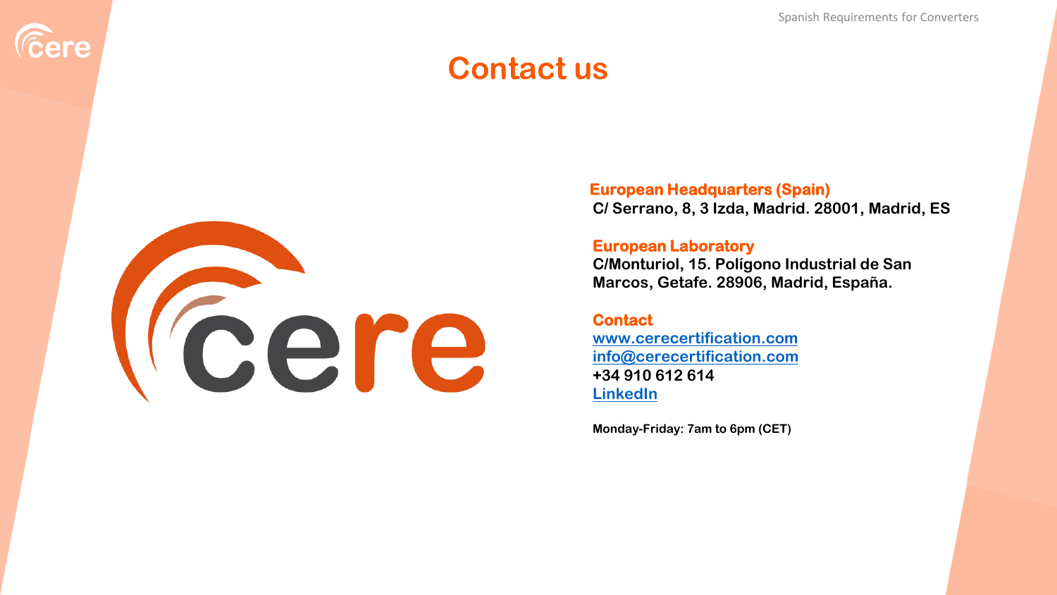# Contact us

**European Headquarters (Spain)**
**C/ Serrano, 8, 3 Izda, Madrid. 28001, Madrid, ES**

**European Laboratory**
**C/Monturiol, 15. Polígono Industrial de San Marcos, Getafe. 28906, Madrid, España.**

**Contact**
**www.cerecertification.com**
**info@cerecertification.com**
**+34 910 612 614**
**LinkedIn**

**Monday-Friday: 7am to 6pm (CET)**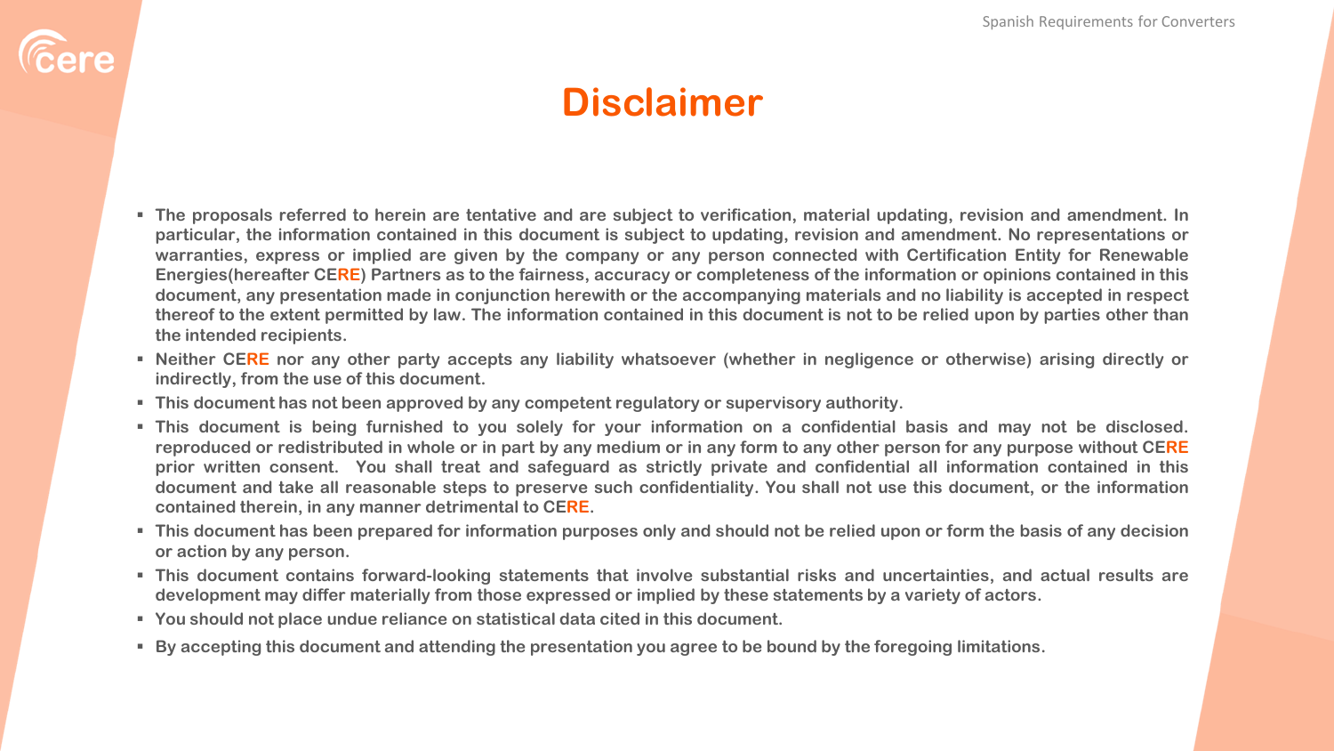# Disclaimer

- The proposals referred to herein are tentative and are subject to verification, material updating, revision and amendment. In particular, the information contained in this document is subject to updating, revision and amendment. No representations or warranties, express or implied are given by the company or any person connected with Certification Entity for Renewable Energies(hereafter CERE) Partners as to the fairness, accuracy or completeness of the information or opinions contained in this document, any presentation made in conjunction herewith or the accompanying materials and no liability is accepted in respect thereof to the extent permitted by law. The information contained in this document is not to be relied upon by parties other than the intended recipients.
- Neither CERE nor any other party accepts any liability whatsoever (whether in negligence or otherwise) arising directly or indirectly, from the use of this document.
- This document has not been approved by any competent regulatory or supervisory authority.
- This document is being furnished to you solely for your information on a confidential basis and may not be disclosed. reproduced or redistributed in whole or in part by any medium or in any form to any other person for any purpose without CERE prior written consent. You shall treat and safeguard as strictly private and confidential all information contained in this document and take all reasonable steps to preserve such confidentiality. You shall not use this document, or the information contained therein, in any manner detrimental to CERE.
- This document has been prepared for information purposes only and should not be relied upon or form the basis of any decision or action by any person.
- This document contains forward-looking statements that involve substantial risks and uncertainties, and actual results are development may differ materially from those expressed or implied by these statements by a variety of actors.
- You should not place undue reliance on statistical data cited in this document.
- By accepting this document and attending the presentation you agree to be bound by the foregoing limitations.